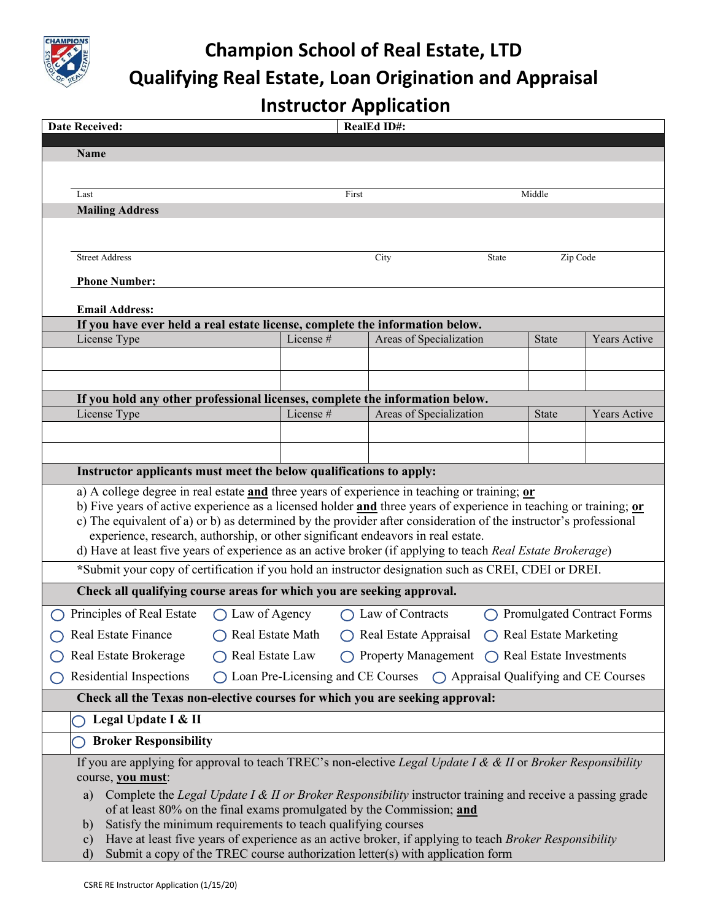# Champion School of Real Estate, LTD
# Qualifying Real Estate, Loan Origination and Appraisal Instructor Application

| **Date Received:** | **RealEd ID#:** |
|---|---|

**Name**

| Last | First | Middle |
|---|---|---|
| | | |

**Mailing Address**

| Street Address | City | State | Zip Code |
|---|---|---|---|
| | | | |

**Phone Number:**

**Email Address:**

**If you have ever held a real estate license, complete the information below.**

| License Type | License # | Areas of Specialization | State | Years Active |
|---|---|---|---|---|
| | | | | |
| | | | | |

**If you hold any other professional licenses, complete the information below.**

| License Type | License # | Areas of Specialization | State | Years Active |
|---|---|---|---|---|
| | | | | |
| | | | | |

**Instructor applicants must meet the below qualifications to apply:**

a) A college degree in real estate **and** three years of experience in teaching or training; **or**
b) Five years of active experience as a licensed holder **and** three years of experience in teaching or training; **or**
c) The equivalent of a) or b) as determined by the provider after consideration of the instructor's professional experience, research, authorship, or other significant endeavors in real estate.
d) Have at least five years of experience as an active broker (if applying to teach *Real Estate Brokerage*)

***Submit your copy of certification if you hold an instructor designation such as CREI, CDEI or DREI.**

**Check all qualifying course areas for which you are seeking approval.**

- ◯ Principles of Real Estate
- ◯ Law of Agency
- ◯ Law of Contracts
- ◯ Promulgated Contract Forms
- ◯ Real Estate Finance
- ◯ Real Estate Math
- ◯ Real Estate Appraisal
- ◯ Real Estate Marketing
- ◯ Real Estate Brokerage
- ◯ Real Estate Law
- ◯ Property Management
- ◯ Real Estate Investments
- ◯ Residential Inspections
- ◯ Loan Pre-Licensing and CE Courses
- ◯ Appraisal Qualifying and CE Courses

**Check all the Texas non-elective courses for which you are seeking approval:**

- ◯ **Legal Update I & II**
- ◯ **Broker Responsibility**

If you are applying for approval to teach TREC's non-elective *Legal Update I & & II* or *Broker Responsibility* course, **you must**:

a) Complete the *Legal Update I & II or Broker Responsibility* instructor training and receive a passing grade of at least 80% on the final exams promulgated by the Commission; **and**
b) Satisfy the minimum requirements to teach qualifying courses
c) Have at least five years of experience as an active broker, if applying to teach *Broker Responsibility*
d) Submit a copy of the TREC course authorization letter(s) with application form

CSRE RE Instructor Application (1/15/20)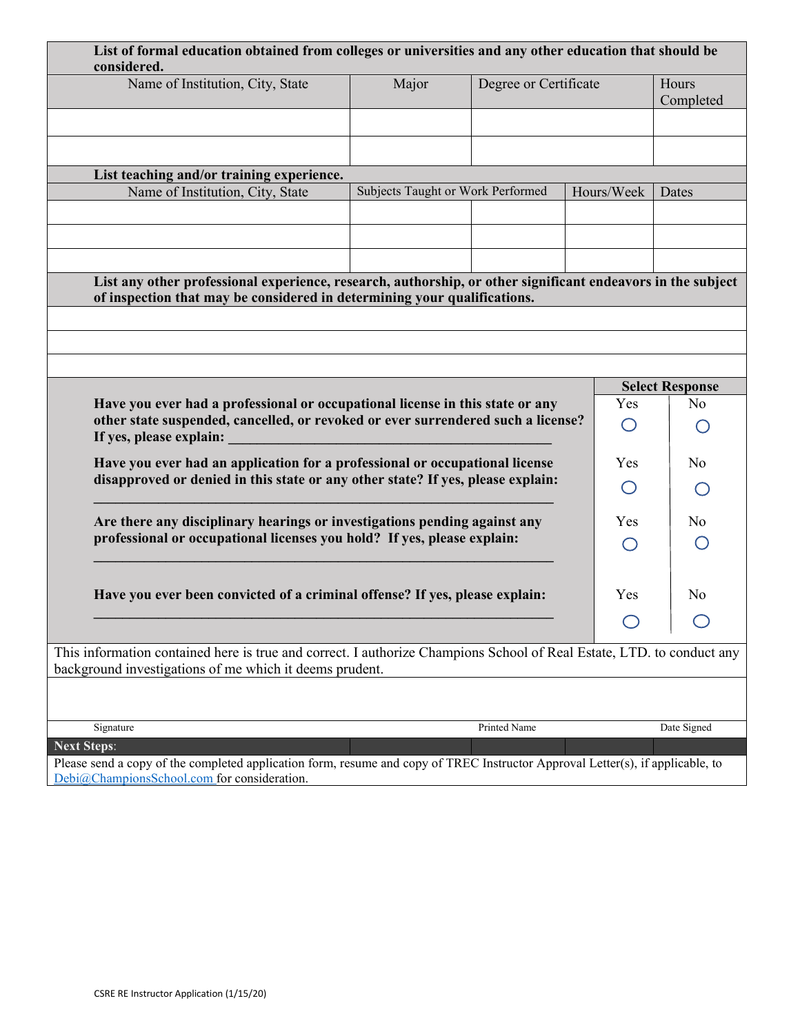**List of formal education obtained from colleges or universities and any other education that should be considered.**

| Name of Institution, City, State | Major | Degree or Certificate | Hours Completed |
|---|---|---|---|
| | | | |
| | | | |

**List teaching and/or training experience.**

| Name of Institution, City, State | Subjects Taught or Work Performed | | Hours/Week | Dates |
|---|---|---|---|---|
| | | | | |
| | | | | |
| | | | | |

**List any other professional experience, research, authorship, or other significant endeavors in the subject of inspection that may be considered in determining your qualifications.**

| |
|---|
| |
| |
| |

| | Select Response | |
|---|---|---|
| | Yes | No |
| **Have you ever had a professional or occupational license in this state or any other state suspended, cancelled, or revoked or ever surrendered such a license? If yes, please explain: \_\_\_\_\_\_\_\_\_\_\_\_\_\_\_\_\_\_\_\_\_\_\_\_\_\_\_\_\_\_\_\_\_\_\_\_\_\_\_\_** | ○ | ○ |
| **Have you ever had an application for a professional or occupational license disapproved or denied in this state or any other state? If yes, please explain: \_\_\_\_\_\_\_\_\_\_\_\_\_\_\_\_\_\_\_\_\_\_\_\_\_\_\_\_\_\_\_\_\_\_\_\_\_\_\_\_\_\_\_\_\_\_\_\_\_\_\_\_\_\_\_\_** | ○ | ○ |
| **Are there any disciplinary hearings or investigations pending against any professional or occupational licenses you hold? If yes, please explain: \_\_\_\_\_\_\_\_\_\_\_\_\_\_\_\_\_\_\_\_\_\_\_\_\_\_\_\_\_\_\_\_\_\_\_\_\_\_\_\_\_\_\_\_\_\_\_\_\_\_\_\_\_\_\_\_** | ○ | ○ |
| **Have you ever been convicted of a criminal offense? If yes, please explain: \_\_\_\_\_\_\_\_\_\_\_\_\_\_\_\_\_\_\_\_\_\_\_\_\_\_\_\_\_\_\_\_\_\_\_\_\_\_\_\_\_\_\_\_\_\_\_\_\_\_\_\_\_\_\_\_** | ○ | ○ |

This information contained here is true and correct. I authorize Champions School of Real Estate, LTD. to conduct any background investigations of me which it deems prudent.

| Signature | Printed Name | Date Signed |
|---|---|---|
| | | |

**Next Steps**:

Please send a copy of the completed application form, resume and copy of TREC Instructor Approval Letter(s), if applicable, to Debi@ChampionsSchool.com for consideration.

CSRE RE Instructor Application (1/15/20)